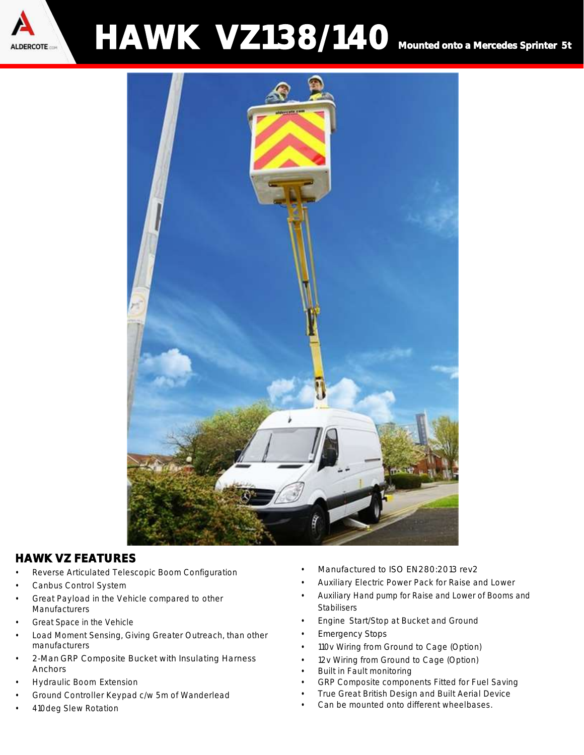# HAWK VZ138/140 Mounted onto a Mercedes Sprinter 5t

## HAWK VZ FEATURES

- Reverse Articulated Telescopic Boom Configuration
- Canbus Control System
- Great Payload in the Vehicle compared to other Manufacturers
- Great Space in the Vehicle
- Load Moment Sensing, Giving Greater Outreach, than other manufacturers
- 2-Man GRP Composite Bucket with Insulating Harness Anchors
- Hydraulic Boom Extension
- Ground Controller Keypad c/w 5m of Wanderlead
- 410deg Slew Rotation
- Manufactured to ISO EN280:2013 rev2
- Auxiliary Electric Power Pack for Raise and Lower
- Auxiliary Hand pump for Raise and Lower of Booms and Stabilisers
- Engine Start/Stop at Bucket and Ground
- Emergency Stops
- 110v Wiring from Ground to Cage (Option)
- 12v Wiring from Ground to Cage (Option)
- Built in Fault monitoring
- GRP Composite components Fitted for Fuel Saving
- True Great British Design and Built Aerial Device
- Can be mounted onto different wheelbases.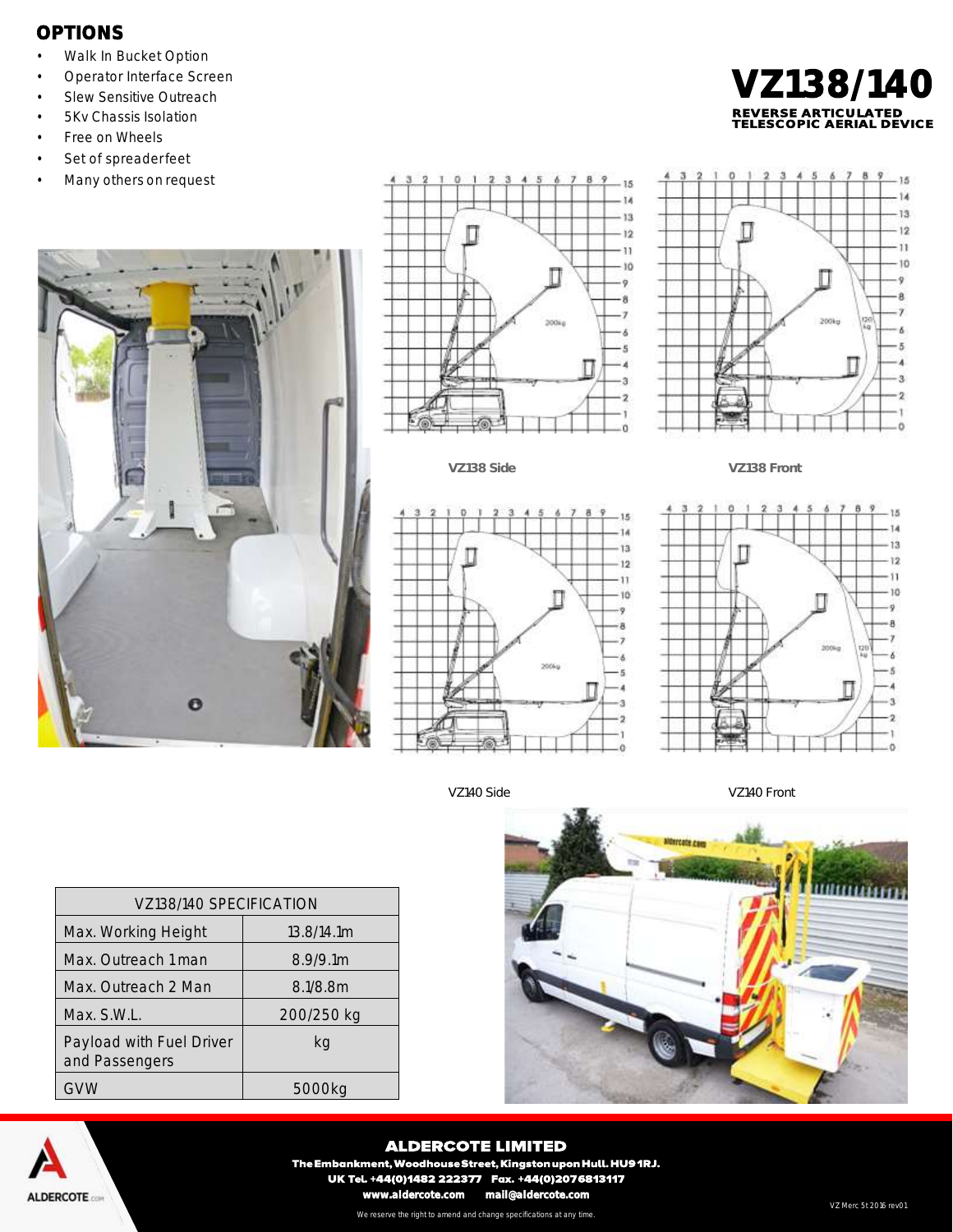## OPTIONS

- Walk In Bucket Option
- Operator Interface Screen
- Slew Sensitive Outreach
- 5Kv Chassis Isolation
- Free on Wheels
- Set of spreaderfeet
- Many others on request

# VZ138/140

**REVERSE ARTICULATED TELESCOPIC AERIAL DEVICE**

VZ138 Side

VZ138 Front

VZ140 Side

VZ140 Front

| VZ138/140 SPECIFICATION | |
|---|---|
| Max. Working Height | 13.8/14.1m |
| Max. Outreach 1 man | 8.9/9.1m |
| Max. Outreach 2 Man | 8.1/8.8m |
| Max. S.W.L. | 200/250 kg |
| Payload with Fuel Driver and Passengers | kg |
| GVW | 5000kg |

**ALDERCOTE LIMITED**

**The Embankment, Woodhouse Street, Kingston upon Hull. HU9 1RJ.**

**UK Tel. +44(0)1482 222377 Fax. +44(0)2076813117**

**www.aldercote.com mail@aldercote.com**

We reserve the right to amend and change specifications at any time.

VZ Merc 5t 2016 rev01